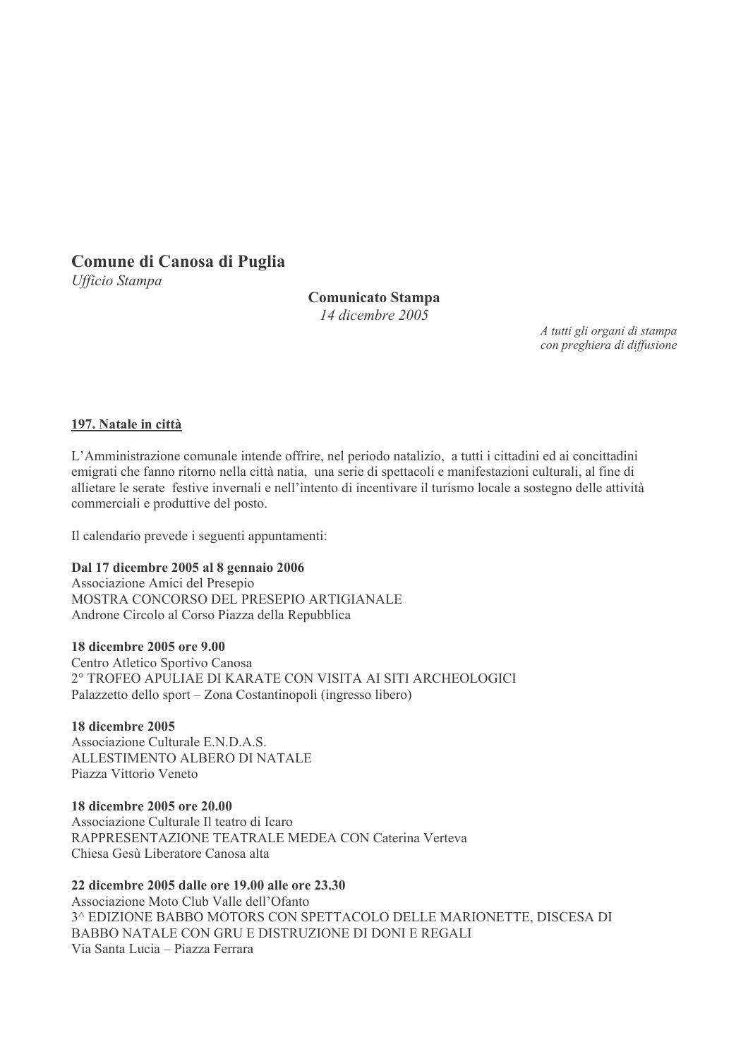**Comune di Canosa di Puglia**
*Ufficio Stampa*

**Comunicato Stampa**
*14 dicembre 2005*

*A tutti gli organi di stampa*
*con preghiera di diffusione*

**197. Natale in città**

L'Amministrazione comunale intende offrire, nel periodo natalizio, a tutti i cittadini ed ai concittadini emigrati che fanno ritorno nella città natia, una serie di spettacoli e manifestazioni culturali, al fine di allietare le serate festive invernali e nell'intento di incentivare il turismo locale a sostegno delle attività commerciali e produttive del posto.

Il calendario prevede i seguenti appuntamenti:

**Dal 17 dicembre 2005 al 8 gennaio 2006**
Associazione Amici del Presepio
MOSTRA CONCORSO DEL PRESEPIO ARTIGIANALE
Androne Circolo al Corso Piazza della Repubblica

**18 dicembre 2005 ore 9.00**
Centro Atletico Sportivo Canosa
2° TROFEO APULIAE DI KARATE CON VISITA AI SITI ARCHEOLOGICI
Palazzetto dello sport – Zona Costantinopoli (ingresso libero)

**18 dicembre 2005**
Associazione Culturale E.N.D.A.S.
ALLESTIMENTO ALBERO DI NATALE
Piazza Vittorio Veneto

**18 dicembre 2005 ore 20.00**
Associazione Culturale Il teatro di Icaro
RAPPRESENTAZIONE TEATRALE MEDEA CON Caterina Verteva
Chiesa Gesù Liberatore Canosa alta

**22 dicembre 2005 dalle ore 19.00 alle ore 23.30**
Associazione Moto Club Valle dell'Ofanto
3^ EDIZIONE BABBO MOTORS CON SPETTACOLO DELLE MARIONETTE, DISCESA DI BABBO NATALE CON GRU E DISTRUZIONE DI DONI E REGALI
Via Santa Lucia – Piazza Ferrara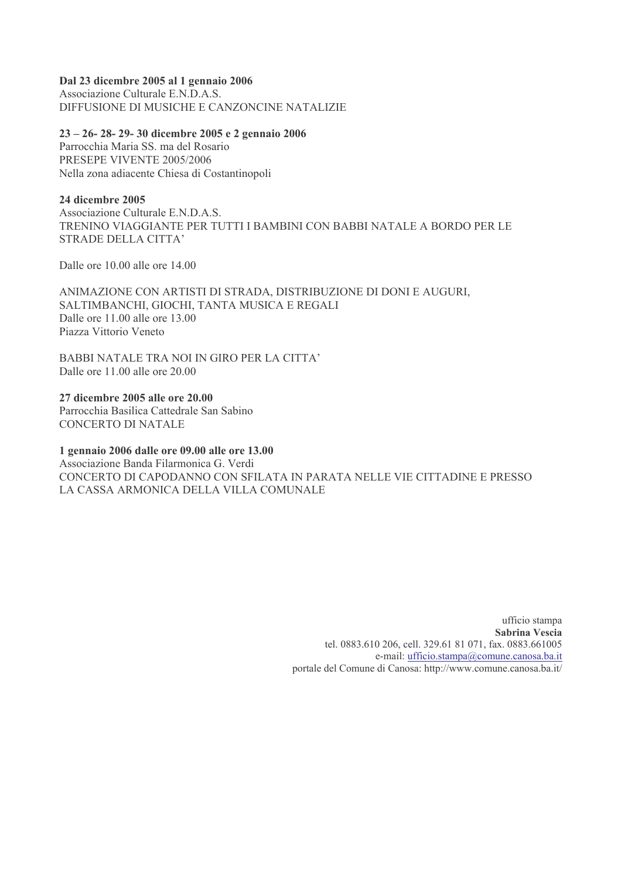**Dal 23 dicembre 2005 al 1 gennaio 2006**
Associazione Culturale E.N.D.A.S.
DIFFUSIONE DI MUSICHE E CANZONCINE NATALIZIE

**23 – 26- 28- 29- 30 dicembre 2005 e 2 gennaio 2006**
Parrocchia Maria SS. ma del Rosario
PRESEPE VIVENTE 2005/2006
Nella zona adiacente Chiesa di Costantinopoli

**24 dicembre 2005**
Associazione Culturale E.N.D.A.S.
TRENINO VIAGGIANTE PER TUTTI I BAMBINI CON BABBI NATALE A BORDO PER LE STRADE DELLA CITTA'

Dalle ore 10.00 alle ore 14.00

ANIMAZIONE CON ARTISTI DI STRADA, DISTRIBUZIONE DI DONI E AUGURI, SALTIMBANCHI, GIOCHI, TANTA MUSICA E REGALI
Dalle ore 11.00 alle ore 13.00
Piazza Vittorio Veneto

BABBI NATALE TRA NOI IN GIRO PER LA CITTA'
Dalle ore 11.00 alle ore 20.00

**27 dicembre 2005 alle ore 20.00**
Parrocchia Basilica Cattedrale San Sabino
CONCERTO DI NATALE

**1 gennaio 2006 dalle ore 09.00 alle ore 13.00**
Associazione Banda Filarmonica G. Verdi
CONCERTO DI CAPODANNO CON SFILATA IN PARATA NELLE VIE CITTADINE E PRESSO LA CASSA ARMONICA DELLA VILLA COMUNALE

ufficio stampa
**Sabrina Vescia**
tel. 0883.610 206, cell. 329.61 81 071, fax. 0883.661005
e-mail: ufficio.stampa@comune.canosa.ba.it
portale del Comune di Canosa: http://www.comune.canosa.ba.it/